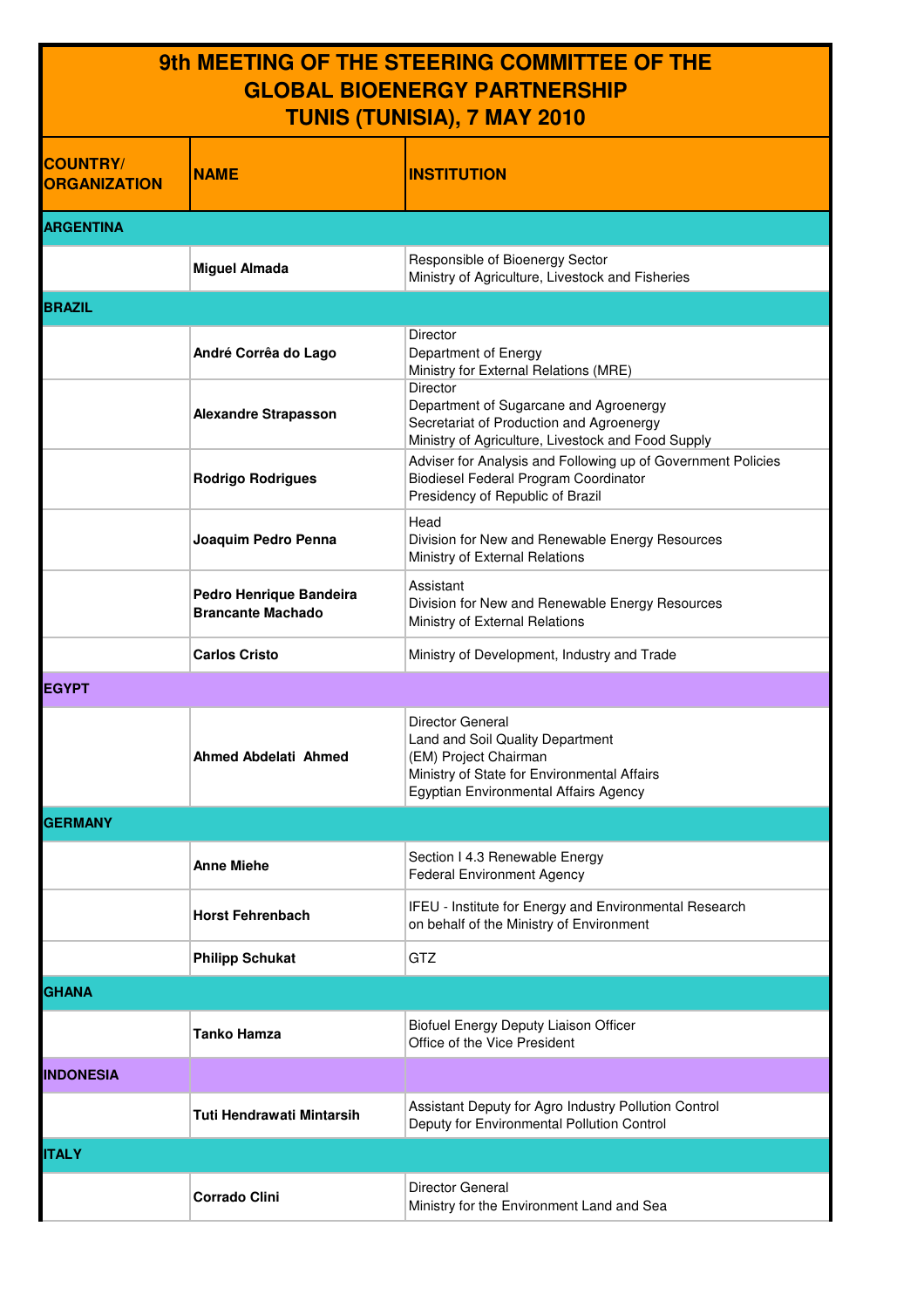# 9th MEETING OF THE STEERING COMMITTEE OF THE GLOBAL BIOENERGY PARTNERSHIP
# TUNIS (TUNISIA), 7 MAY 2010

| COUNTRY/ ORGANIZATION | NAME | INSTITUTION |
|---|---|---|
| **ARGENTINA** | | |
| | **Miguel Almada** | Responsible of Bioenergy Sector<br>Ministry of Agriculture, Livestock and Fisheries |
| **BRAZIL** | | |
| | **André Corrêa do Lago** | Director<br>Department of Energy<br>Ministry for External Relations (MRE) |
| | **Alexandre Strapasson** | Director<br>Department of Sugarcane and Agroenergy<br>Secretariat of Production and Agroenergy<br>Ministry of Agriculture, Livestock and Food Supply |
| | **Rodrigo Rodrigues** | Adviser for Analysis and Following up of Government Policies<br>Biodiesel Federal Program Coordinator<br>Presidency of Republic of Brazil |
| | **Joaquim Pedro Penna** | Head<br>Division for New and Renewable Energy Resources<br>Ministry of External Relations |
| | **Pedro Henrique Bandeira Brancante Machado** | Assistant<br>Division for New and Renewable Energy Resources<br>Ministry of External Relations |
| | **Carlos Cristo** | Ministry of Development, Industry and Trade |
| **EGYPT** | | |
| | **Ahmed Abdelati Ahmed** | Director General<br>Land and Soil Quality Department<br>(EM) Project Chairman<br>Ministry of State for Environmental Affairs<br>Egyptian Environmental Affairs Agency |
| **GERMANY** | | |
| | **Anne Miehe** | Section I 4.3 Renewable Energy<br>Federal Environment Agency |
| | **Horst Fehrenbach** | IFEU - Institute for Energy and Environmental Research<br>on behalf of the Ministry of Environment |
| | **Philipp Schukat** | GTZ |
| **GHANA** | | |
| | **Tanko Hamza** | Biofuel Energy Deputy Liaison Officer<br>Office of the Vice President |
| **INDONESIA** | | |
| | **Tuti Hendrawati Mintarsih** | Assistant Deputy for Agro Industry Pollution Control<br>Deputy for Environmental Pollution Control |
| **ITALY** | | |
| | **Corrado Clini** | Director General<br>Ministry for the Environment Land and Sea |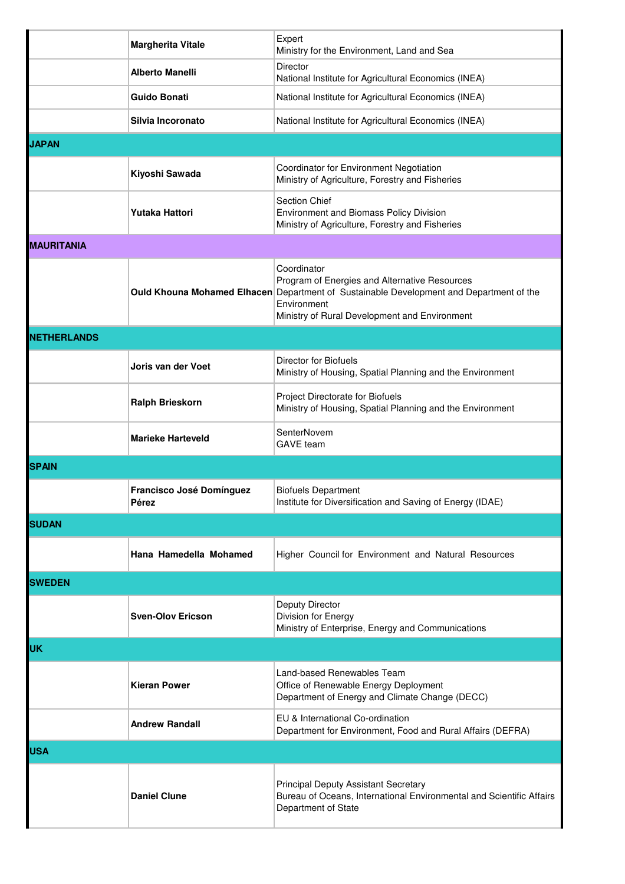| | | |
|---|---|---|
| | **Margherita Vitale** | Expert<br>Ministry for the Environment, Land and Sea |
| | **Alberto Manelli** | Director<br>National Institute for Agricultural Economics (INEA) |
| | **Guido Bonati** | National Institute for Agricultural Economics (INEA) |
| | **Silvia Incoronato** | National Institute for Agricultural Economics (INEA) |
| **JAPAN** | | |
| | **Kiyoshi Sawada** | Coordinator for Environment Negotiation<br>Ministry of Agriculture, Forestry and Fisheries |
| | **Yutaka Hattori** | Section Chief<br>Environment and Biomass Policy Division<br>Ministry of Agriculture, Forestry and Fisheries |
| **MAURITANIA** | | |
| | **Ould Khouna Mohamed Elhacen** | Coordinator<br>Program of Energies and Alternative Resources<br>Department of Sustainable Development and Department of the Environment<br>Ministry of Rural Development and Environment |
| **NETHERLANDS** | | |
| | **Joris van der Voet** | Director for Biofuels<br>Ministry of Housing, Spatial Planning and the Environment |
| | **Ralph Brieskorn** | Project Directorate for Biofuels<br>Ministry of Housing, Spatial Planning and the Environment |
| | **Marieke Harteveld** | SenterNovem<br>GAVE team |
| **SPAIN** | | |
| | **Francisco José Domínguez Pérez** | Biofuels Department<br>Institute for Diversification and Saving of Energy (IDAE) |
| **SUDAN** | | |
| | **Hana Hamedella Mohamed** | Higher Council for Environment and Natural Resources |
| **SWEDEN** | | |
| | **Sven-Olov Ericson** | Deputy Director<br>Division for Energy<br>Ministry of Enterprise, Energy and Communications |
| **UK** | | |
| | **Kieran Power** | Land-based Renewables Team<br>Office of Renewable Energy Deployment<br>Department of Energy and Climate Change (DECC) |
| | **Andrew Randall** | EU & International Co-ordination<br>Department for Environment, Food and Rural Affairs (DEFRA) |
| **USA** | | |
| | **Daniel Clune** | Principal Deputy Assistant Secretary<br>Bureau of Oceans, International Environmental and Scientific Affairs<br>Department of State |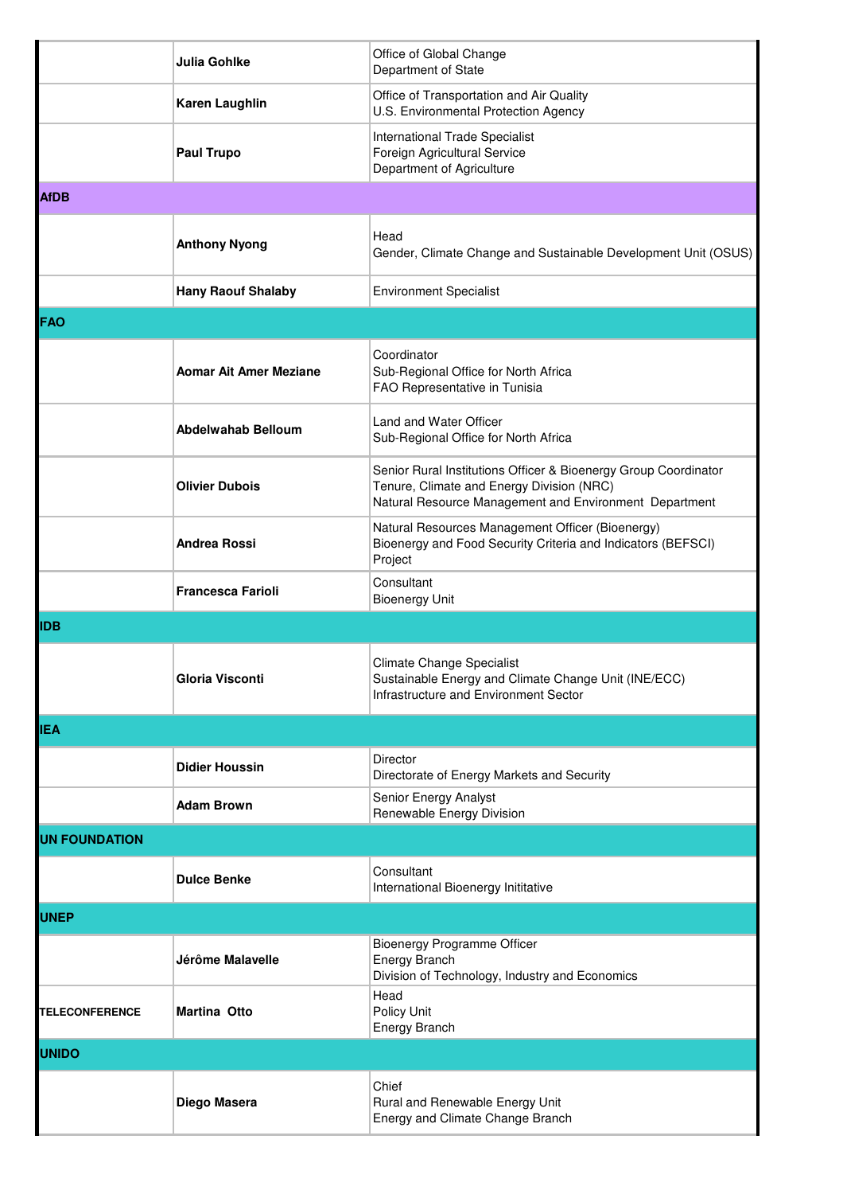| | | |
|---|---|---|
| | **Julia Gohlke** | Office of Global Change<br>Department of State |
| | **Karen Laughlin** | Office of Transportation and Air Quality<br>U.S. Environmental Protection Agency |
| | **Paul Trupo** | International Trade Specialist<br>Foreign Agricultural Service<br>Department of Agriculture |
| **AfDB** | | |
| | **Anthony Nyong** | Head<br>Gender, Climate Change and Sustainable Development Unit (OSUS) |
| | **Hany Raouf Shalaby** | Environment Specialist |
| **FAO** | | |
| | **Aomar Ait Amer Meziane** | Coordinator<br>Sub-Regional Office for North Africa<br>FAO Representative in Tunisia |
| | **Abdelwahab Belloum** | Land and Water Officer<br>Sub-Regional Office for North Africa |
| | **Olivier Dubois** | Senior Rural Institutions Officer & Bioenergy Group Coordinator<br>Tenure, Climate and Energy Division (NRC)<br>Natural Resource Management and Environment Department |
| | **Andrea Rossi** | Natural Resources Management Officer (Bioenergy)<br>Bioenergy and Food Security Criteria and Indicators (BEFSCI) Project |
| | **Francesca Farioli** | Consultant<br>Bioenergy Unit |
| **IDB** | | |
| | **Gloria Visconti** | Climate Change Specialist<br>Sustainable Energy and Climate Change Unit (INE/ECC)<br>Infrastructure and Environment Sector |
| **IEA** | | |
| | **Didier Houssin** | Director<br>Directorate of Energy Markets and Security |
| | **Adam Brown** | Senior Energy Analyst<br>Renewable Energy Division |
| **UN FOUNDATION** | | |
| | **Dulce Benke** | Consultant<br>International Bioenergy Inititative |
| **UNEP** | | |
| | **Jérôme Malavelle** | Bioenergy Programme Officer<br>Energy Branch<br>Division of Technology, Industry and Economics |
| **TELECONFERENCE** | **Martina Otto** | Head<br>Policy Unit<br>Energy Branch |
| **UNIDO** | | |
| | **Diego Masera** | Chief<br>Rural and Renewable Energy Unit<br>Energy and Climate Change Branch |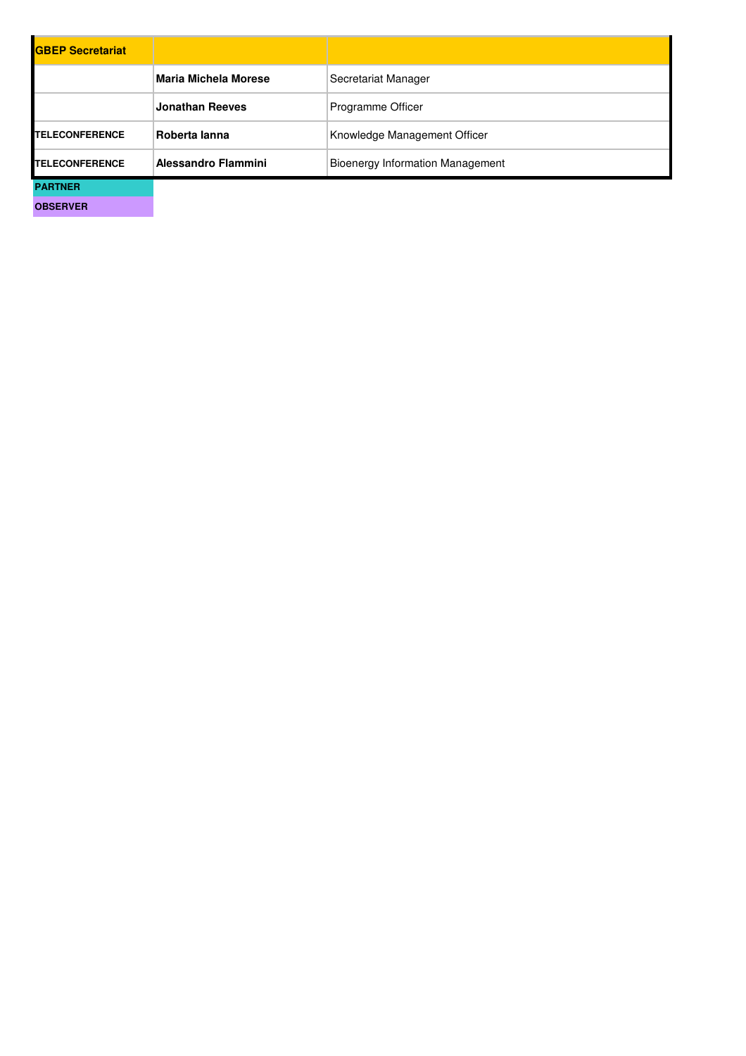| | | |
|---|---|---|
| **GBEP Secretariat** | | |
| | **Maria Michela Morese** | Secretariat Manager |
| | **Jonathan Reeves** | Programme Officer |
| **TELECONFERENCE** | **Roberta Ianna** | Knowledge Management Officer |
| **TELECONFERENCE** | **Alessandro Flammini** | Bioenergy Information Management |

**PARTNER**

**OBSERVER**